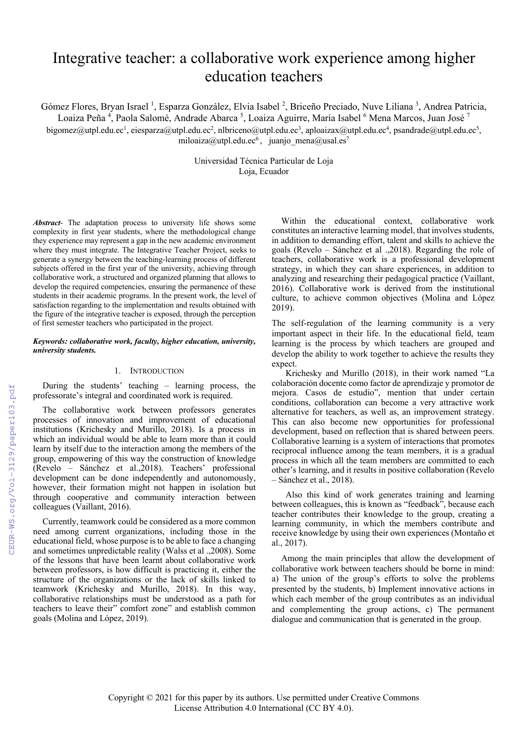# Integrative teacher: a collaborative work experience among higher education teachers

Gómez Flores, Bryan Israel [1], Esparza González, Elvia Isabel [2], Briceño Preciado, Nuve Liliana [3], Andrea Patricia, Loaiza Peña [4], Paola Salomé, Andrade Abarca [5], Loaiza Aguirre, María Isabel [6] Mena Marcos, Juan José [7]

bigomez@utpl.edu.ec[1], eiesparza@utpl.edu.ec[2], nlbriceno@utpl.edu.ec[3], aploaizax@utpl.edu.ec[4], psandrade@utpl.edu.ec[5], miloaiza@utpl.edu.ec[6], juanjo_mena@usal.es[7]

Universidad Técnica Particular de Loja
Loja, Ecuador

***Abstract*-** The adaptation process to university life shows some complexity in first year students, where the methodological change they experience may represent a gap in the new academic environment where they must integrate. The Integrative Teacher Project, seeks to generate a synergy between the teaching-learning process of different subjects offered in the first year of the university, achieving through collaborative work, a structured and organized planning that allows to develop the required competencies, ensuring the permanence of these students in their academic programs. In the present work, the level of satisfaction regarding to the implementation and results obtained with the figure of the integrative teacher is exposed, through the perception of first semester teachers who participated in the project.

***Keywords: collaborative work, faculty, higher education, university, university students.***

## 1. Introduction

During the students' teaching – learning process, the professorate's integral and coordinated work is required.

The collaborative work between professors generates processes of innovation and improvement of educational institutions (Krichesky and Murillo, 2018). Is a process in which an individual would be able to learn more than it could learn by itself due to the interaction among the members of the group, empowering of this way the construction of knowledge (Revelo – Sánchez et al.,2018). Teachers' professional development can be done independently and autonomously, however, their formation might not happen in isolation but through cooperative and community interaction between colleagues (Vaillant, 2016).

Currently, teamwork could be considered as a more common need among current organizations, including those in the educational field, whose purpose is to be able to face a changing and sometimes unpredictable reality (Walss et al .,2008). Some of the lessons that have been learnt about collaborative work between professors, is how difficult is practicing it, either the structure of the organizations or the lack of skills linked to teamwork (Krichesky and Murillo, 2018). In this way, collaborative relationships must be understood as a path for teachers to leave their" comfort zone" and establish common goals (Molina and López, 2019).

Within the educational context, collaborative work constitutes an interactive learning model, that involves students, in addition to demanding effort, talent and skills to achieve the goals (Revelo – Sánchez et al .,2018). Regarding the role of teachers, collaborative work is a professional development strategy, in which they can share experiences, in addition to analyzing and researching their pedagogical practice (Vaillant, 2016). Collaborative work is derived from the institutional culture, to achieve common objectives (Molina and López 2019).

The self-regulation of the learning community is a very important aspect in their life. In the educational field, team learning is the process by which teachers are grouped and develop the ability to work together to achieve the results they expect.

Krichesky and Murillo (2018), in their work named "La colaboración docente como factor de aprendizaje y promotor de mejora. Casos de estudio", mention that under certain conditions, collaboration can become a very attractive work alternative for teachers, as well as, an improvement strategy. This can also become new opportunities for professional development, based on reflection that is shared between peers. Collaborative learning is a system of interactions that promotes reciprocal influence among the team members, it is a gradual process in which all the team members are committed to each other's learning, and it results in positive collaboration (Revelo – Sánchez et al., 2018).

Also this kind of work generates training and learning between colleagues, this is known as "feedback", because each teacher contributes their knowledge to the group, creating a learning community, in which the members contribute and receive knowledge by using their own experiences (Montaño et al., 2017).

Among the main principles that allow the development of collaborative work between teachers should be borne in mind: a) The union of the group's efforts to solve the problems presented by the students, b) Implement innovative actions in which each member of the group contributes as an individual and complementing the group actions, c) The permanent dialogue and communication that is generated in the group.

Copyright © 2021 for this paper by its authors. Use permitted under Creative Commons License Attribution 4.0 International (CC BY 4.0).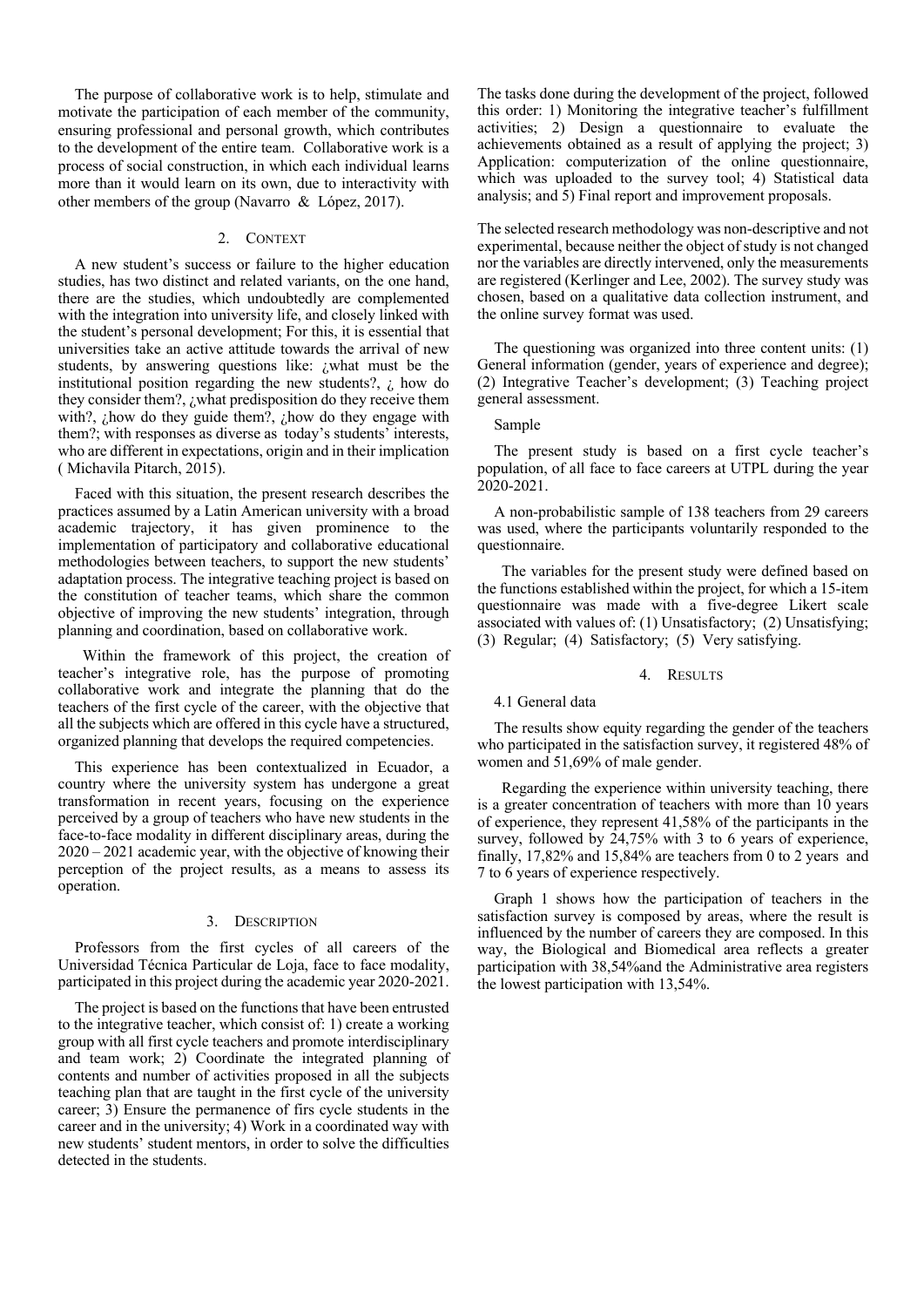The purpose of collaborative work is to help, stimulate and motivate the participation of each member of the community, ensuring professional and personal growth, which contributes to the development of the entire team. Collaborative work is a process of social construction, in which each individual learns more than it would learn on its own, due to interactivity with other members of the group (Navarro & López, 2017).

## 2. Context

A new student's success or failure to the higher education studies, has two distinct and related variants, on the one hand, there are the studies, which undoubtedly are complemented with the integration into university life, and closely linked with the student's personal development; For this, it is essential that universities take an active attitude towards the arrival of new students, by answering questions like: ¿what must be the institutional position regarding the new students?, ¿ how do they consider them?, ¿what predisposition do they receive them with?, ¿how do they guide them?, ¿how do they engage with them?; with responses as diverse as today's students' interests, who are different in expectations, origin and in their implication ( Michavila Pitarch, 2015).

Faced with this situation, the present research describes the practices assumed by a Latin American university with a broad academic trajectory, it has given prominence to the implementation of participatory and collaborative educational methodologies between teachers, to support the new students' adaptation process. The integrative teaching project is based on the constitution of teacher teams, which share the common objective of improving the new students' integration, through planning and coordination, based on collaborative work.

Within the framework of this project, the creation of teacher's integrative role, has the purpose of promoting collaborative work and integrate the planning that do the teachers of the first cycle of the career, with the objective that all the subjects which are offered in this cycle have a structured, organized planning that develops the required competencies.

This experience has been contextualized in Ecuador, a country where the university system has undergone a great transformation in recent years, focusing on the experience perceived by a group of teachers who have new students in the face-to-face modality in different disciplinary areas, during the 2020 – 2021 academic year, with the objective of knowing their perception of the project results, as a means to assess its operation.

## 3. Description

Professors from the first cycles of all careers of the Universidad Técnica Particular de Loja, face to face modality, participated in this project during the academic year 2020-2021.

The project is based on the functions that have been entrusted to the integrative teacher, which consist of: 1) create a working group with all first cycle teachers and promote interdisciplinary and team work; 2) Coordinate the integrated planning of contents and number of activities proposed in all the subjects teaching plan that are taught in the first cycle of the university career; 3) Ensure the permanence of firs cycle students in the career and in the university; 4) Work in a coordinated way with new students' student mentors, in order to solve the difficulties detected in the students.

The tasks done during the development of the project, followed this order: 1) Monitoring the integrative teacher's fulfillment activities; 2) Design a questionnaire to evaluate the achievements obtained as a result of applying the project; 3) Application: computerization of the online questionnaire, which was uploaded to the survey tool; 4) Statistical data analysis; and 5) Final report and improvement proposals.

The selected research methodology was non-descriptive and not experimental, because neither the object of study is not changed nor the variables are directly intervened, only the measurements are registered (Kerlinger and Lee, 2002). The survey study was chosen, based on a qualitative data collection instrument, and the online survey format was used.

The questioning was organized into three content units: (1) General information (gender, years of experience and degree); (2) Integrative Teacher's development; (3) Teaching project general assessment.

Sample

The present study is based on a first cycle teacher's population, of all face to face careers at UTPL during the year 2020-2021.

A non-probabilistic sample of 138 teachers from 29 careers was used, where the participants voluntarily responded to the questionnaire.

The variables for the present study were defined based on the functions established within the project, for which a 15-item questionnaire was made with a five-degree Likert scale associated with values of: (1) Unsatisfactory; (2) Unsatisfying; (3) Regular; (4) Satisfactory; (5) Very satisfying.

## 4. Results

### 4.1 General data

The results show equity regarding the gender of the teachers who participated in the satisfaction survey, it registered 48% of women and 51,69% of male gender.

Regarding the experience within university teaching, there is a greater concentration of teachers with more than 10 years of experience, they represent 41,58% of the participants in the survey, followed by 24,75% with 3 to 6 years of experience, finally, 17,82% and 15,84% are teachers from 0 to 2 years and 7 to 6 years of experience respectively.

Graph 1 shows how the participation of teachers in the satisfaction survey is composed by areas, where the result is influenced by the number of careers they are composed. In this way, the Biological and Biomedical area reflects a greater participation with 38,54%and the Administrative area registers the lowest participation with 13,54%.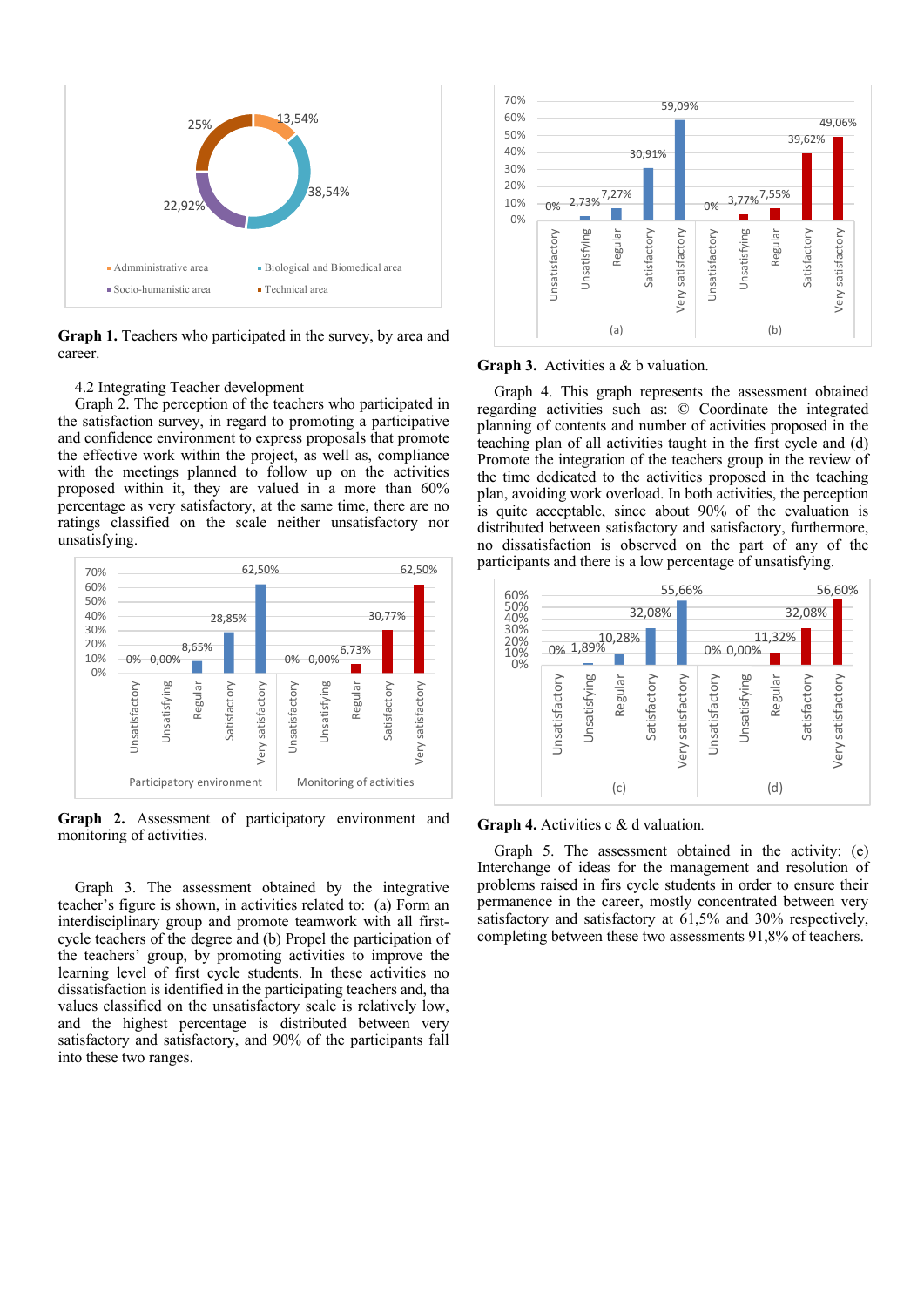**Graph 1.** Teachers who participated in the survey, by area and career.

4.2 Integrating Teacher development

Graph 2. The perception of the teachers who participated in the satisfaction survey, in regard to promoting a participative and confidence environment to express proposals that promote the effective work within the project, as well as, compliance with the meetings planned to follow up on the activities proposed within it, they are valued in a more than 60% percentage as very satisfactory, at the same time, there are no ratings classified on the scale neither unsatisfactory nor unsatisfying.

**Graph 2.** Assessment of participatory environment and monitoring of activities.

Graph 3. The assessment obtained by the integrative teacher's figure is shown, in activities related to: (a) Form an interdisciplinary group and promote teamwork with all first-cycle teachers of the degree and (b) Propel the participation of the teachers' group, by promoting activities to improve the learning level of first cycle students. In these activities no dissatisfaction is identified in the participating teachers and, tha values classified on the unsatisfactory scale is relatively low, and the highest percentage is distributed between very satisfactory and satisfactory, and 90% of the participants fall into these two ranges.

**Graph 3.** Activities a & b valuation.

Graph 4. This graph represents the assessment obtained regarding activities such as: © Coordinate the integrated planning of contents and number of activities proposed in the teaching plan of all activities taught in the first cycle and (d) Promote the integration of the teachers group in the review of the time dedicated to the activities proposed in the teaching plan, avoiding work overload. In both activities, the perception is quite acceptable, since about 90% of the evaluation is distributed between satisfactory and satisfactory, furthermore, no dissatisfaction is observed on the part of any of the participants and there is a low percentage of unsatisfying.

**Graph 4.** Activities c & d valuation.

Graph 5. The assessment obtained in the activity: (e) Interchange of ideas for the management and resolution of problems raised in firs cycle students in order to ensure their permanence in the career, mostly concentrated between very satisfactory and satisfactory at 61,5% and 30% respectively, completing between these two assessments 91,8% of teachers.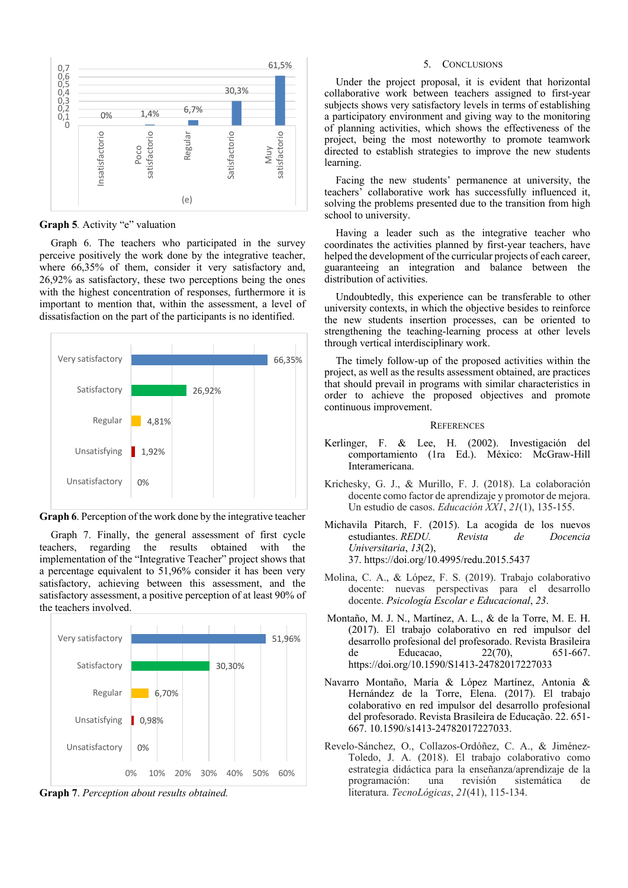Graph 5. Activity "e" valuation

| Insatisfactorio | Poco satisfactorio | Regular | Satisfactorio | Muy satisfactorio |
|---|---|---|---|---|
| 0% | 1,4% | 6,7% | 30,3% | 61,5% |

**Graph 5**. Activity "e" valuation

Graph 6. The teachers who participated in the survey perceive positively the work done by the integrative teacher, where 66,35% of them, consider it very satisfactory and, 26,92% as satisfactory, these two perceptions being the ones with the highest concentration of responses, furthermore it is important to mention that, within the assessment, a level of dissatisfaction on the part of the participants is no identified.

| Category | Percentage |
|---|---|
| Very satisfactory | 66,35% |
| Satisfactory | 26,92% |
| Regular | 4,81% |
| Unsatisfying | 1,92% |
| Unsatisfactory | 0% |

**Graph 6**. Perception of the work done by the integrative teacher

Graph 7. Finally, the general assessment of first cycle teachers, regarding the results obtained with the implementation of the "Integrative Teacher" project shows that a percentage equivalent to 51,96% consider it has been very satisfactory, achieving between this assessment, and the satisfactory assessment, a positive perception of at least 90% of the teachers involved.

| Category | Percentage |
|---|---|
| Very satisfactory | 51,96% |
| Satisfactory | 30,30% |
| Regular | 6,70% |
| Unsatisfying | 0,98% |
| Unsatisfactory | 0% |

**Graph 7**. *Perception about results obtained.*

## 5. Conclusions

Under the project proposal, it is evident that horizontal collaborative work between teachers assigned to first-year subjects shows very satisfactory levels in terms of establishing a participatory environment and giving way to the monitoring of planning activities, which shows the effectiveness of the project, being the most noteworthy to promote teamwork directed to establish strategies to improve the new students learning.

Facing the new students' permanence at university, the teachers' collaborative work has successfully influenced it, solving the problems presented due to the transition from high school to university.

Having a leader such as the integrative teacher who coordinates the activities planned by first-year teachers, have helped the development of the curricular projects of each career, guaranteeing an integration and balance between the distribution of activities.

Undoubtedly, this experience can be transferable to other university contexts, in which the objective besides to reinforce the new students insertion processes, can be oriented to strengthening the teaching-learning process at other levels through vertical interdisciplinary work.

The timely follow-up of the proposed activities within the project, as well as the results assessment obtained, are practices that should prevail in programs with similar characteristics in order to achieve the proposed objectives and promote continuous improvement.

## References

Kerlinger, F. & Lee, H. (2002). Investigación del comportamiento (1ra Ed.). México: McGraw-Hill Interamericana.

Krichesky, G. J., & Murillo, F. J. (2018). La colaboración docente como factor de aprendizaje y promotor de mejora. Un estudio de casos. *Educación XXI*, *21*(1), 135-155.

Michavila Pitarch, F. (2015). La acogida de los nuevos estudiantes. *REDU. Revista de Docencia Universitaria*, *13*(2), 37. https://doi.org/10.4995/redu.2015.5437

Molina, C. A., & López, F. S. (2019). Trabajo colaborativo docente: nuevas perspectivas para el desarrollo docente. *Psicologia Escolar e Educacional*, *23*.

Montaño, M. J. N., Martínez, A. L., & de la Torre, M. E. H. (2017). El trabajo colaborativo en red impulsor del desarrollo profesional del profesorado. Revista Brasileira de Educacao, 22(70), 651-667. https://doi.org/10.1590/S1413-24782017227033

Navarro Montaño, María & López Martínez, Antonia & Hernández de la Torre, Elena. (2017). El trabajo colaborativo en red impulsor del desarrollo profesional del profesorado. Revista Brasileira de Educação. 22. 651-667. 10.1590/s1413-24782017227033.

Revelo-Sánchez, O., Collazos-Ordóñez, C. A., & Jiménez-Toledo, J. A. (2018). El trabajo colaborativo como estrategia didáctica para la enseñanza/aprendizaje de la programación: una revisión sistemática de literatura. *TecnoLógicas*, *21*(41), 115-134.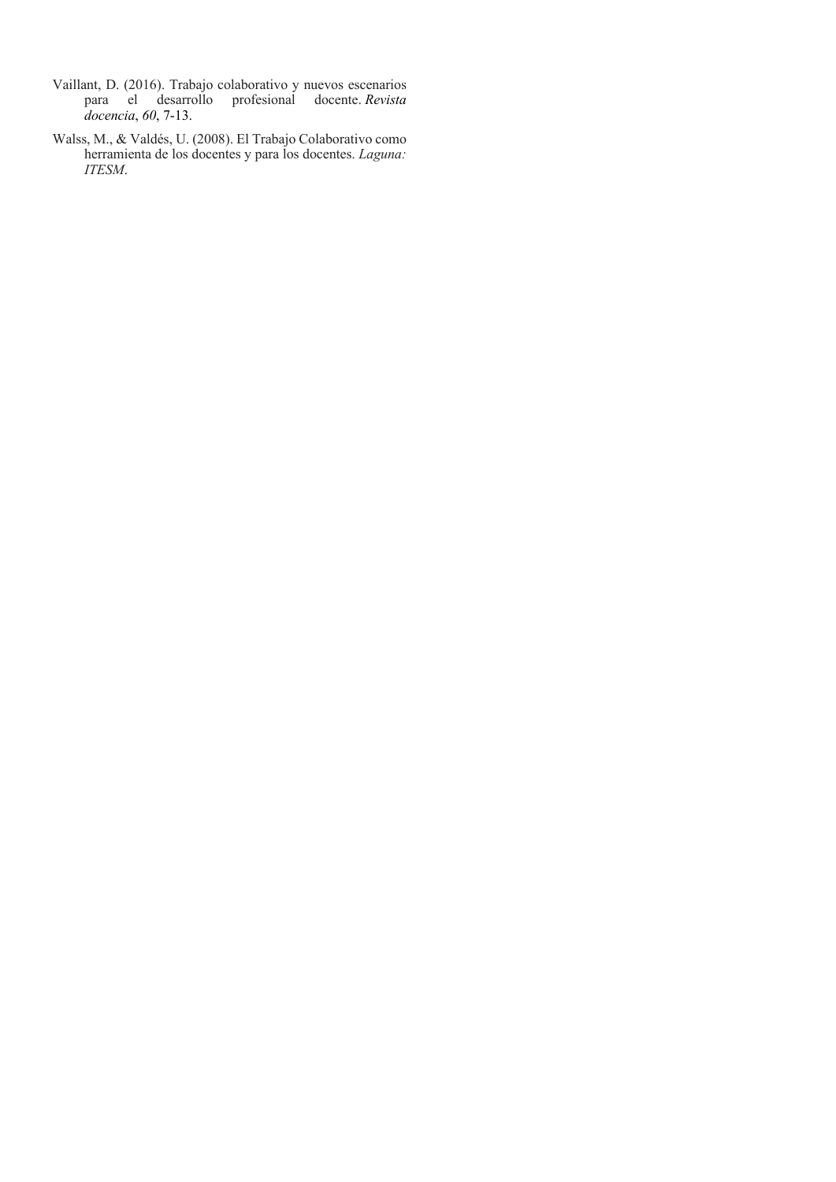Vaillant, D. (2016). Trabajo colaborativo y nuevos escenarios para el desarrollo profesional docente. *Revista docencia*, *60*, 7-13.

Walss, M., & Valdés, U. (2008). El Trabajo Colaborativo como herramienta de los docentes y para los docentes. *Laguna: ITESM*.